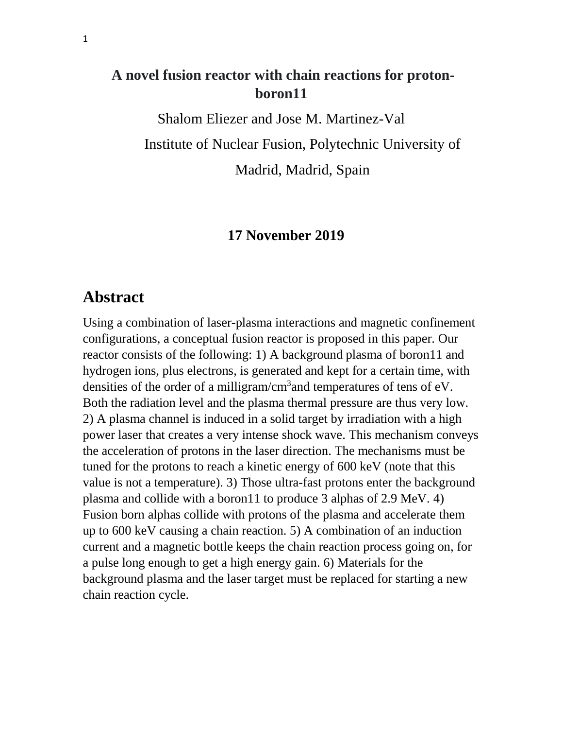# A novel fusion reactor with chain reactions for proton-boron11

Shalom Eliezer and Jose M. Martinez-Val

Institute of Nuclear Fusion, Polytechnic University of Madrid, Madrid, Spain

**17 November 2019**

## Abstract

Using a combination of laser-plasma interactions and magnetic confinement configurations, a conceptual fusion reactor is proposed in this paper. Our reactor consists of the following: 1) A background plasma of boron11 and hydrogen ions, plus electrons, is generated and kept for a certain time, with densities of the order of a milligram/cm$^3$and temperatures of tens of eV. Both the radiation level and the plasma thermal pressure are thus very low. 2) A plasma channel is induced in a solid target by irradiation with a high power laser that creates a very intense shock wave. This mechanism conveys the acceleration of protons in the laser direction. The mechanisms must be tuned for the protons to reach a kinetic energy of 600 keV (note that this value is not a temperature). 3) Those ultra-fast protons enter the background plasma and collide with a boron11 to produce 3 alphas of 2.9 MeV. 4) Fusion born alphas collide with protons of the plasma and accelerate them up to 600 keV causing a chain reaction. 5) A combination of an induction current and a magnetic bottle keeps the chain reaction process going on, for a pulse long enough to get a high energy gain. 6) Materials for the background plasma and the laser target must be replaced for starting a new chain reaction cycle.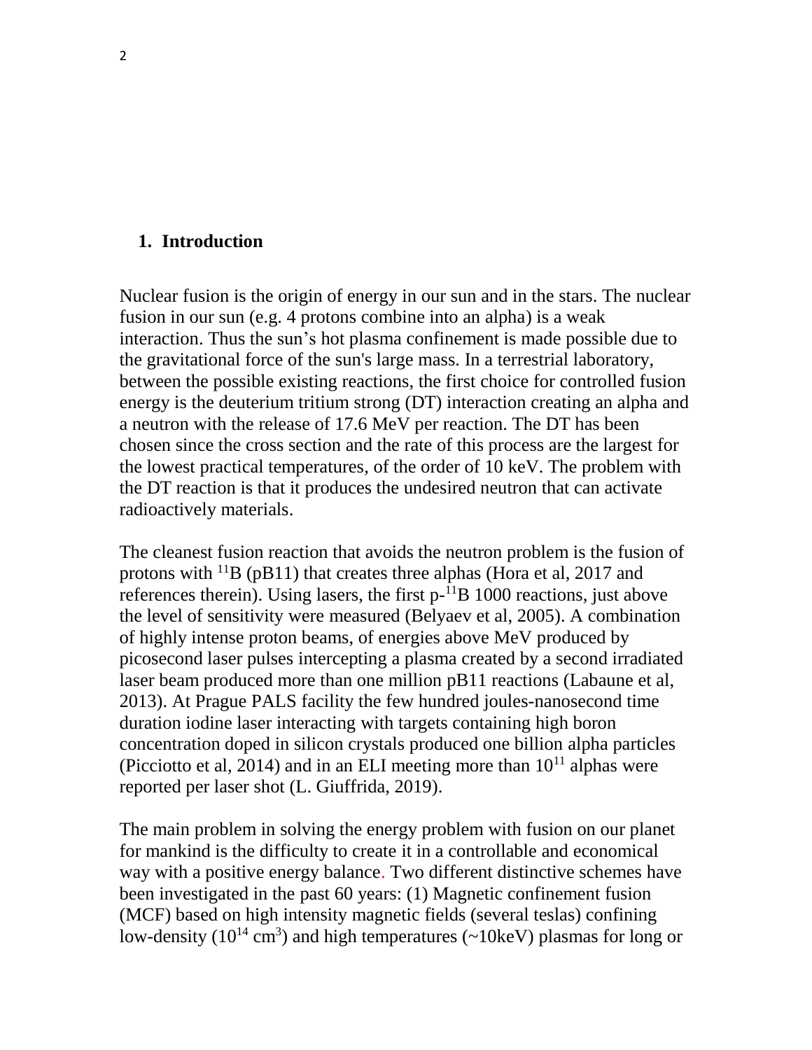## 1. Introduction

Nuclear fusion is the origin of energy in our sun and in the stars. The nuclear fusion in our sun (e.g. 4 protons combine into an alpha) is a weak interaction. Thus the sun's hot plasma confinement is made possible due to the gravitational force of the sun's large mass. In a terrestrial laboratory, between the possible existing reactions, the first choice for controlled fusion energy is the deuterium tritium strong (DT) interaction creating an alpha and a neutron with the release of 17.6 MeV per reaction. The DT has been chosen since the cross section and the rate of this process are the largest for the lowest practical temperatures, of the order of 10 keV. The problem with the DT reaction is that it produces the undesired neutron that can activate radioactively materials.

The cleanest fusion reaction that avoids the neutron problem is the fusion of protons with $^{11}$B (pB11) that creates three alphas (Hora et al, 2017 and references therein). Using lasers, the first p-$^{11}$B 1000 reactions, just above the level of sensitivity were measured (Belyaev et al, 2005). A combination of highly intense proton beams, of energies above MeV produced by picosecond laser pulses intercepting a plasma created by a second irradiated laser beam produced more than one million pB11 reactions (Labaune et al, 2013). At Prague PALS facility the few hundred joules-nanosecond time duration iodine laser interacting with targets containing high boron concentration doped in silicon crystals produced one billion alpha particles (Picciotto et al, 2014) and in an ELI meeting more than $10^{11}$ alphas were reported per laser shot (L. Giuffrida, 2019).

The main problem in solving the energy problem with fusion on our planet for mankind is the difficulty to create it in a controllable and economical way with a positive energy balance. Two different distinctive schemes have been investigated in the past 60 years: (1) Magnetic confinement fusion (MCF) based on high intensity magnetic fields (several teslas) confining low-density ($10^{14}$ cm$^3$) and high temperatures (~10keV) plasmas for long or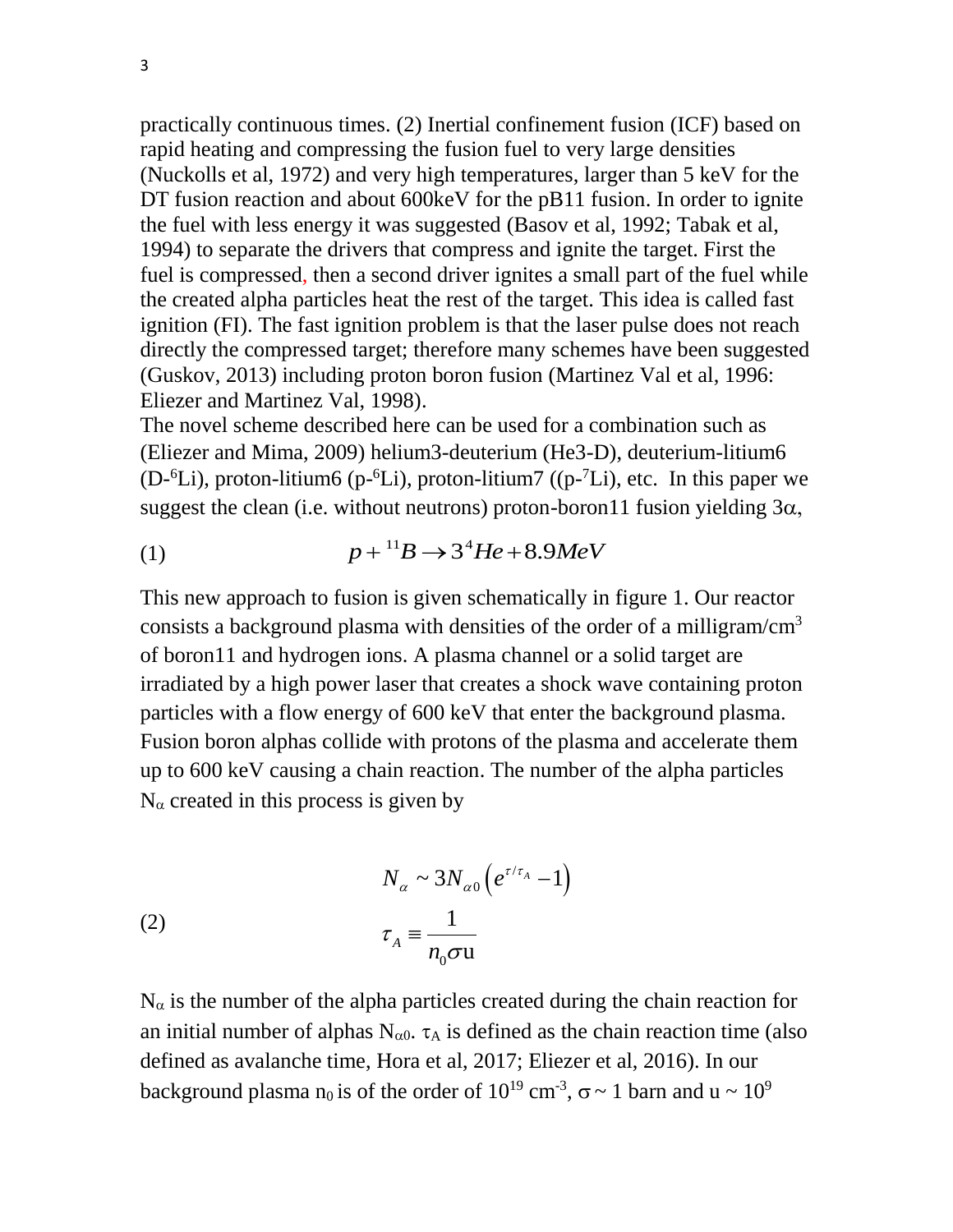practically continuous times. (2) Inertial confinement fusion (ICF) based on rapid heating and compressing the fusion fuel to very large densities (Nuckolls et al, 1972) and very high temperatures, larger than 5 keV for the DT fusion reaction and about 600keV for the pB11 fusion. In order to ignite the fuel with less energy it was suggested (Basov et al, 1992; Tabak et al, 1994) to separate the drivers that compress and ignite the target. First the fuel is compressed, then a second driver ignites a small part of the fuel while the created alpha particles heat the rest of the target. This idea is called fast ignition (FI). The fast ignition problem is that the laser pulse does not reach directly the compressed target; therefore many schemes have been suggested (Guskov, 2013) including proton boron fusion (Martinez Val et al, 1996: Eliezer and Martinez Val, 1998).

The novel scheme described here can be used for a combination such as (Eliezer and Mima, 2009) helium3-deuterium (He3-D), deuterium-litium6 (D-$^6$Li), proton-litium6 (p-$^6$Li), proton-litium7 ((p-$^7$Li), etc. In this paper we suggest the clean (i.e. without neutrons) proton-boron11 fusion yielding 3$\alpha$,

$$p + {}^{11}B \rightarrow 3\,{}^{4}He + 8.9MeV \tag{1}$$

This new approach to fusion is given schematically in figure 1. Our reactor consists a background plasma with densities of the order of a milligram/cm$^3$ of boron11 and hydrogen ions. A plasma channel or a solid target are irradiated by a high power laser that creates a shock wave containing proton particles with a flow energy of 600 keV that enter the background plasma. Fusion boron alphas collide with protons of the plasma and accelerate them up to 600 keV causing a chain reaction. The number of the alpha particles $N_\alpha$ created in this process is given by

$$N_\alpha \sim 3N_{\alpha 0}\left(e^{\tau/\tau_A} - 1\right)$$
$$\tau_A \equiv \frac{1}{n_0 \sigma \mathrm{u}} \tag{2}$$

$N_\alpha$ is the number of the alpha particles created during the chain reaction for an initial number of alphas $N_{\alpha 0}$. $\tau_A$ is defined as the chain reaction time (also defined as avalanche time, Hora et al, 2017; Eliezer et al, 2016). In our background plasma $n_0$ is of the order of $10^{19}$ cm$^{-3}$, $\sigma \sim 1$ barn and u ~ $10^9$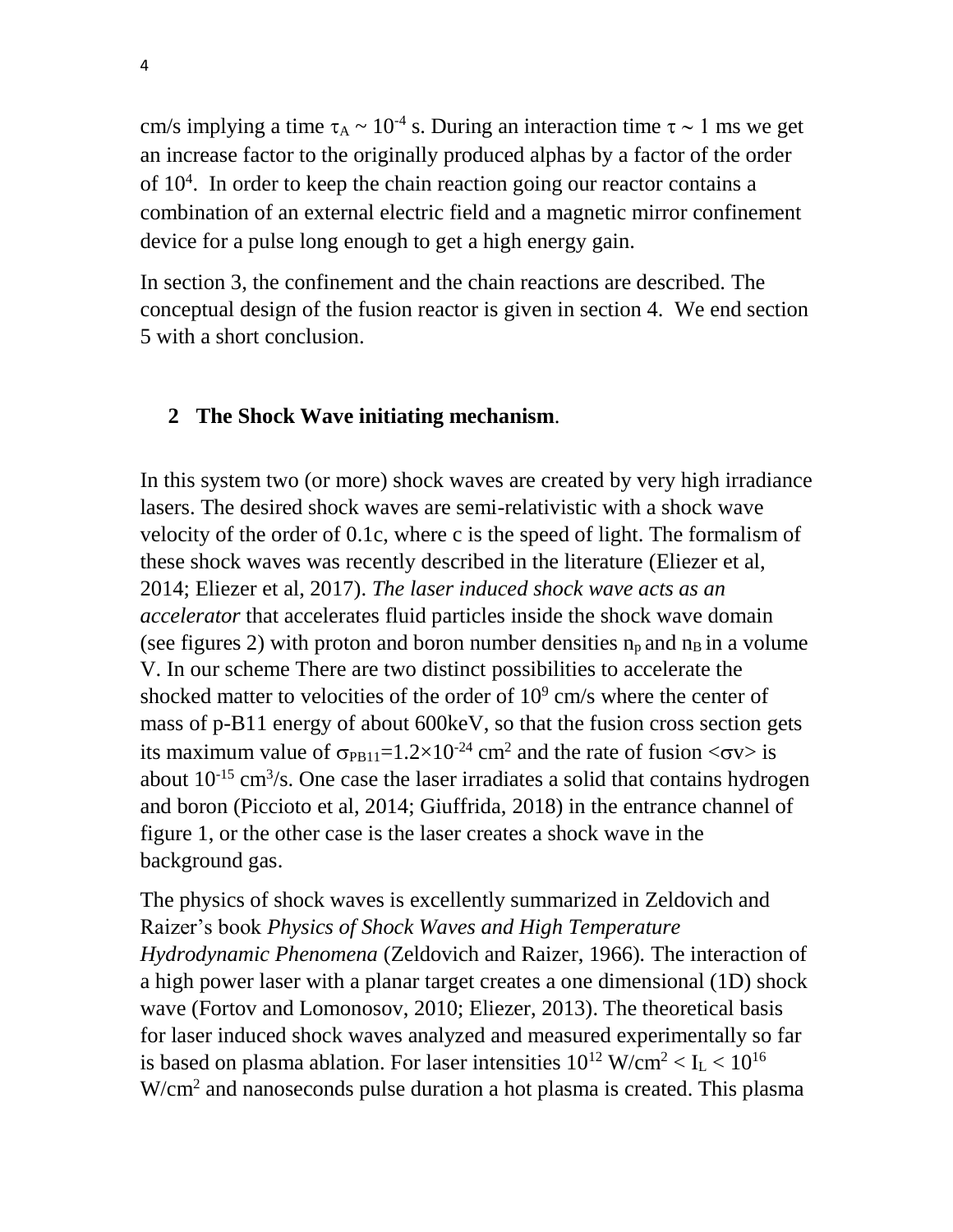cm/s implying a time $\tau_A \sim 10^{-4}$ s. During an interaction time $\tau \sim 1$ ms we get an increase factor to the originally produced alphas by a factor of the order of $10^4$. In order to keep the chain reaction going our reactor contains a combination of an external electric field and a magnetic mirror confinement device for a pulse long enough to get a high energy gain.

In section 3, the confinement and the chain reactions are described. The conceptual design of the fusion reactor is given in section 4. We end section 5 with a short conclusion.

## 2 The Shock Wave initiating mechanism.

In this system two (or more) shock waves are created by very high irradiance lasers. The desired shock waves are semi-relativistic with a shock wave velocity of the order of 0.1c, where c is the speed of light. The formalism of these shock waves was recently described in the literature (Eliezer et al, 2014; Eliezer et al, 2017). *The laser induced shock wave acts as an accelerator* that accelerates fluid particles inside the shock wave domain (see figures 2) with proton and boron number densities $n_p$ and $n_B$ in a volume V. In our scheme There are two distinct possibilities to accelerate the shocked matter to velocities of the order of $10^9$ cm/s where the center of mass of p-B11 energy of about 600keV, so that the fusion cross section gets its maximum value of $\sigma_{PB11}=1.2\times10^{-24}$ cm$^2$ and the rate of fusion $<\sigma v>$ is about $10^{-15}$ cm$^3$/s. One case the laser irradiates a solid that contains hydrogen and boron (Piccioto et al, 2014; Giuffrida, 2018) in the entrance channel of figure 1, or the other case is the laser creates a shock wave in the background gas.

The physics of shock waves is excellently summarized in Zeldovich and Raizer's book *Physics of Shock Waves and High Temperature Hydrodynamic Phenomena* (Zeldovich and Raizer, 1966). The interaction of a high power laser with a planar target creates a one dimensional (1D) shock wave (Fortov and Lomonosov, 2010; Eliezer, 2013). The theoretical basis for laser induced shock waves analyzed and measured experimentally so far is based on plasma ablation. For laser intensities $10^{12}$ W/cm$^2$ < $I_L$ < $10^{16}$ W/cm$^2$ and nanoseconds pulse duration a hot plasma is created. This plasma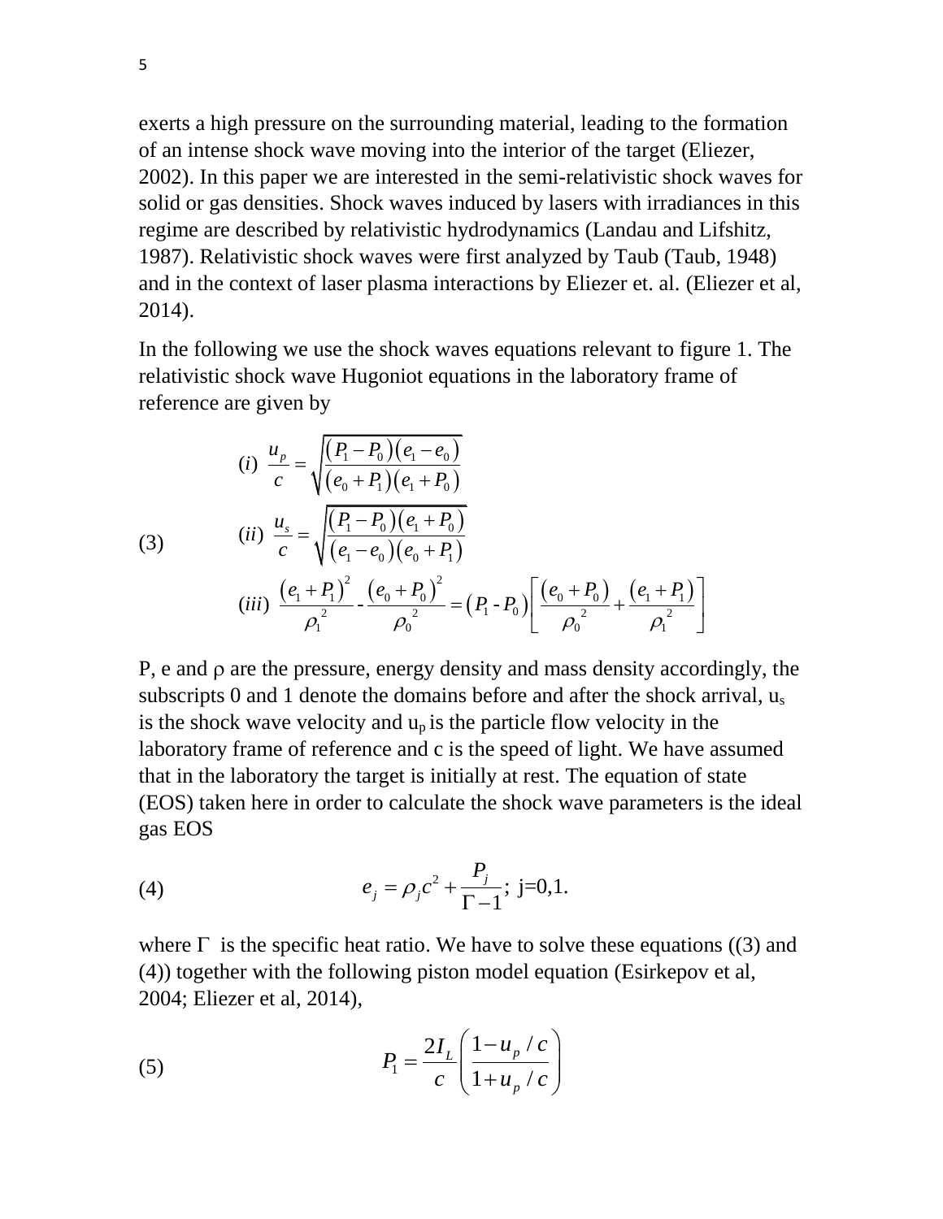exerts a high pressure on the surrounding material, leading to the formation of an intense shock wave moving into the interior of the target (Eliezer, 2002). In this paper we are interested in the semi-relativistic shock waves for solid or gas densities. Shock waves induced by lasers with irradiances in this regime are described by relativistic hydrodynamics (Landau and Lifshitz, 1987). Relativistic shock waves were first analyzed by Taub (Taub, 1948) and in the context of laser plasma interactions by Eliezer et. al. (Eliezer et al, 2014).

In the following we use the shock waves equations relevant to figure 1. The relativistic shock wave Hugoniot equations in the laboratory frame of reference are given by

$$
(3) \qquad
\begin{aligned}
&(i)\ \frac{u_p}{c} = \sqrt{\frac{(P_1 - P_0)(e_1 - e_0)}{(e_0 + P_1)(e_1 + P_0)}} \\
&(ii)\ \frac{u_s}{c} = \sqrt{\frac{(P_1 - P_0)(e_1 + P_0)}{(e_1 - e_0)(e_0 + P_1)}} \\
&(iii)\ \frac{(e_1 + P_1)^2}{\rho_1{}^2} - \frac{(e_0 + P_0)^2}{\rho_0{}^2} = (P_1 - P_0)\left[\frac{(e_0 + P_0)}{\rho_0{}^2} + \frac{(e_1 + P_1)}{\rho_1{}^2}\right]
\end{aligned}
$$

P, e and $\rho$ are the pressure, energy density and mass density accordingly, the subscripts 0 and 1 denote the domains before and after the shock arrival, $u_s$ is the shock wave velocity and $u_p$ is the particle flow velocity in the laboratory frame of reference and c is the speed of light. We have assumed that in the laboratory the target is initially at rest. The equation of state (EOS) taken here in order to calculate the shock wave parameters is the ideal gas EOS

$$
(4) \qquad e_j = \rho_j c^2 + \frac{P_j}{\Gamma - 1};\ \text{j=0,1.}
$$

where $\Gamma$ is the specific heat ratio. We have to solve these equations ((3) and (4)) together with the following piston model equation (Esirkepov et al, 2004; Eliezer et al, 2014),

$$
(5) \qquad P_1 = \frac{2 I_L}{c}\left(\frac{1 - u_p / c}{1 + u_p / c}\right)
$$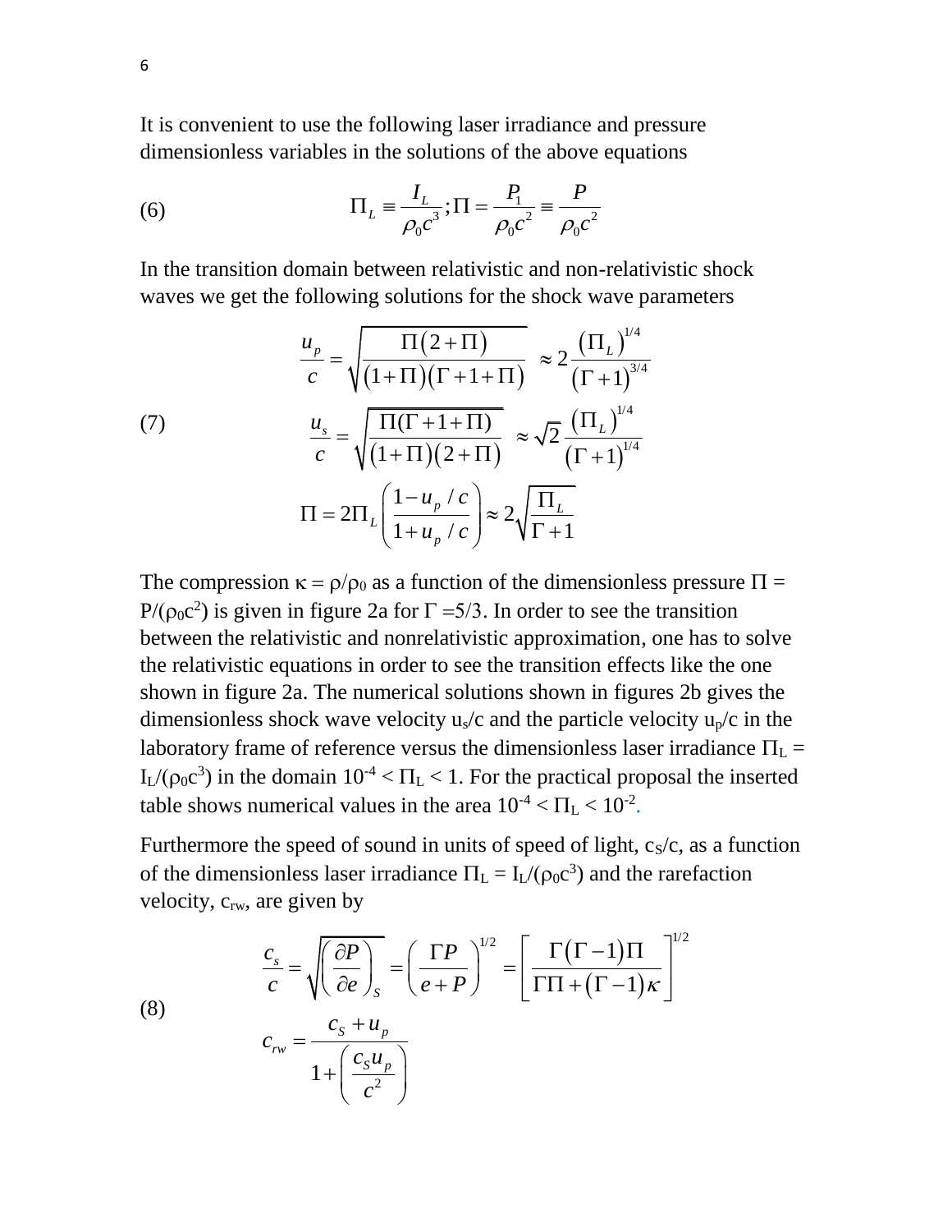It is convenient to use the following laser irradiance and pressure dimensionless variables in the solutions of the above equations

$$\Pi_L \equiv \frac{I_L}{\rho_0 c^3}; \Pi = \frac{P_1}{\rho_0 c^2} \equiv \frac{P}{\rho_0 c^2} \tag{6}$$

In the transition domain between relativistic and non-relativistic shock waves we get the following solutions for the shock wave parameters

$$\begin{aligned}
\frac{u_p}{c} &= \sqrt{\frac{\Pi(2+\Pi)}{(1+\Pi)(\Gamma+1+\Pi)}} \approx 2\frac{(\Pi_L)^{1/4}}{(\Gamma+1)^{3/4}} \\
\frac{u_s}{c} &= \sqrt{\frac{\Pi(\Gamma+1+\Pi)}{(1+\Pi)(2+\Pi)}} \approx \sqrt{2}\frac{(\Pi_L)^{1/4}}{(\Gamma+1)^{1/4}} \\
\Pi &= 2\Pi_L\left(\frac{1-u_p/c}{1+u_p/c}\right) \approx 2\sqrt{\frac{\Pi_L}{\Gamma+1}}
\end{aligned} \tag{7}$$

The compression $\kappa = \rho/\rho_0$ as a function of the dimensionless pressure $\Pi = P/(\rho_0 c^2)$ is given in figure 2a for $\Gamma = 5/3$. In order to see the transition between the relativistic and nonrelativistic approximation, one has to solve the relativistic equations in order to see the transition effects like the one shown in figure 2a. The numerical solutions shown in figures 2b gives the dimensionless shock wave velocity $u_s/c$ and the particle velocity $u_p/c$ in the laboratory frame of reference versus the dimensionless laser irradiance $\Pi_L = I_L/(\rho_0 c^3)$ in the domain $10^{-4} < \Pi_L < 1$. For the practical proposal the inserted table shows numerical values in the area $10^{-4} < \Pi_L < 10^{-2}$.

Furthermore the speed of sound in units of speed of light, $c_S/c$, as a function of the dimensionless laser irradiance $\Pi_L = I_L/(\rho_0 c^3)$ and the rarefaction velocity, $c_{rw}$, are given by

$$\begin{aligned}
\frac{c_s}{c} &= \sqrt{\left(\frac{\partial P}{\partial e}\right)_S} = \left(\frac{\Gamma P}{e+P}\right)^{1/2} = \left[\frac{\Gamma(\Gamma-1)\Pi}{\Gamma\Pi + (\Gamma-1)\kappa}\right]^{1/2} \\
c_{rw} &= \frac{c_S + u_p}{1 + \left(\frac{c_S u_p}{c^2}\right)}
\end{aligned} \tag{8}$$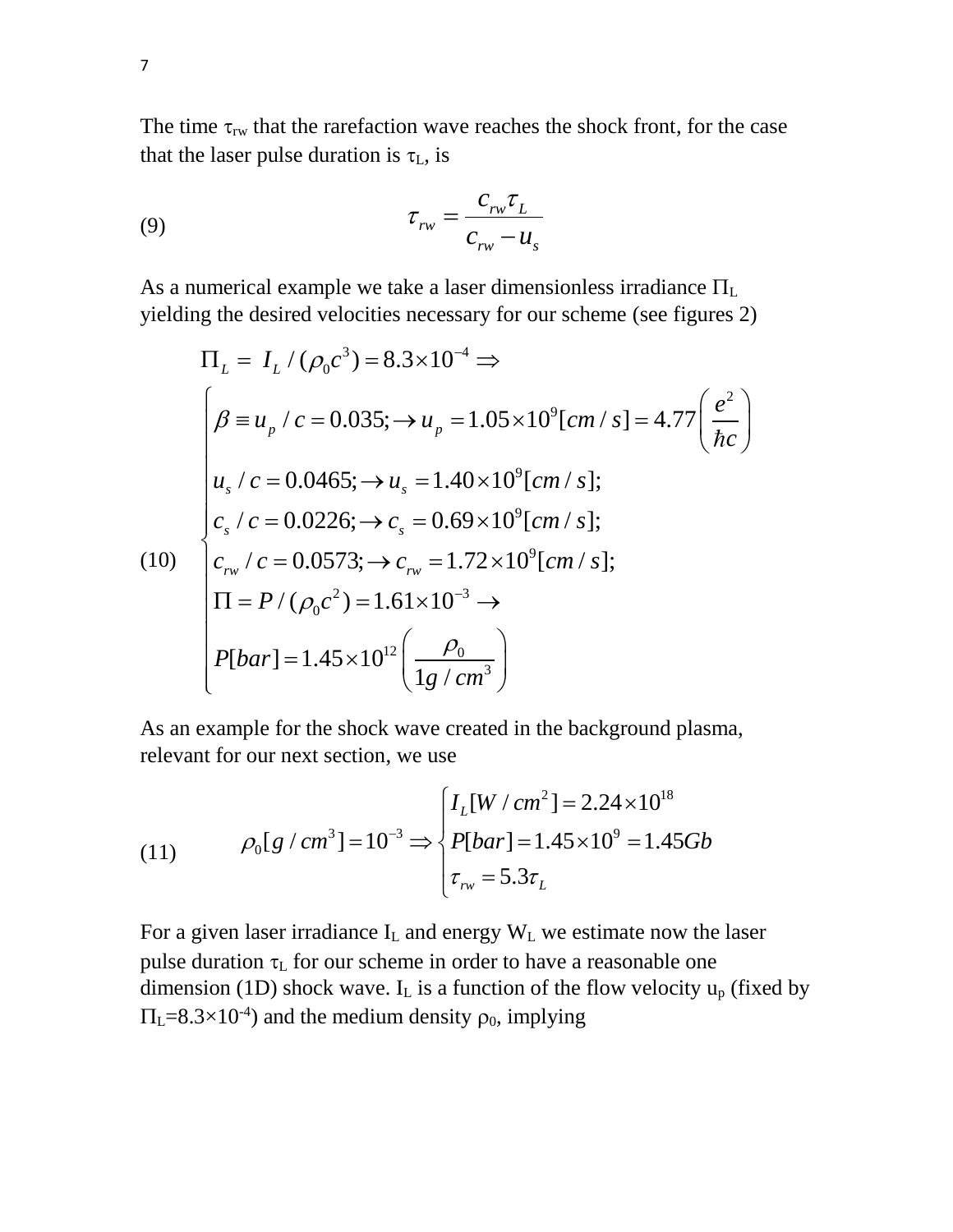The time $\tau_{rw}$ that the rarefaction wave reaches the shock front, for the case that the laser pulse duration is $\tau_L$, is

$$\tau_{rw} = \frac{c_{rw}\tau_L}{c_{rw} - u_s} \tag{9}$$

As a numerical example we take a laser dimensionless irradiance $\Pi_L$ yielding the desired velocities necessary for our scheme (see figures 2)

$$\Pi_L = I_L / (\rho_0 c^3) = 8.3\times10^{-4} \Rightarrow$$

$$\begin{cases} \beta \equiv u_p / c = 0.035; \rightarrow u_p = 1.05\times10^9 [cm/s] = 4.77\left(\dfrac{e^2}{\hbar c}\right) \\ u_s / c = 0.0465; \rightarrow u_s = 1.40\times10^9 [cm/s]; \\ c_s / c = 0.0226; \rightarrow c_s = 0.69\times10^9 [cm/s]; \\ c_{rw} / c = 0.0573; \rightarrow c_{rw} = 1.72\times10^9 [cm/s]; \\ \Pi = P/(\rho_0 c^2) = 1.61\times10^{-3} \rightarrow \\ P[bar] = 1.45\times10^{12}\left(\dfrac{\rho_0}{1g/cm^3}\right) \end{cases} \tag{10}$$

As an example for the shock wave created in the background plasma, relevant for our next section, we use

$$\rho_0[g/cm^3] = 10^{-3} \Rightarrow \begin{cases} I_L[W/cm^2] = 2.24\times10^{18} \\ P[bar] = 1.45\times10^9 = 1.45 Gb \\ \tau_{rw} = 5.3\tau_L \end{cases} \tag{11}$$

For a given laser irradiance $I_L$ and energy $W_L$ we estimate now the laser pulse duration $\tau_L$ for our scheme in order to have a reasonable one dimension (1D) shock wave. $I_L$ is a function of the flow velocity $u_p$ (fixed by $\Pi_L = 8.3\times10^{-4}$) and the medium density $\rho_0$, implying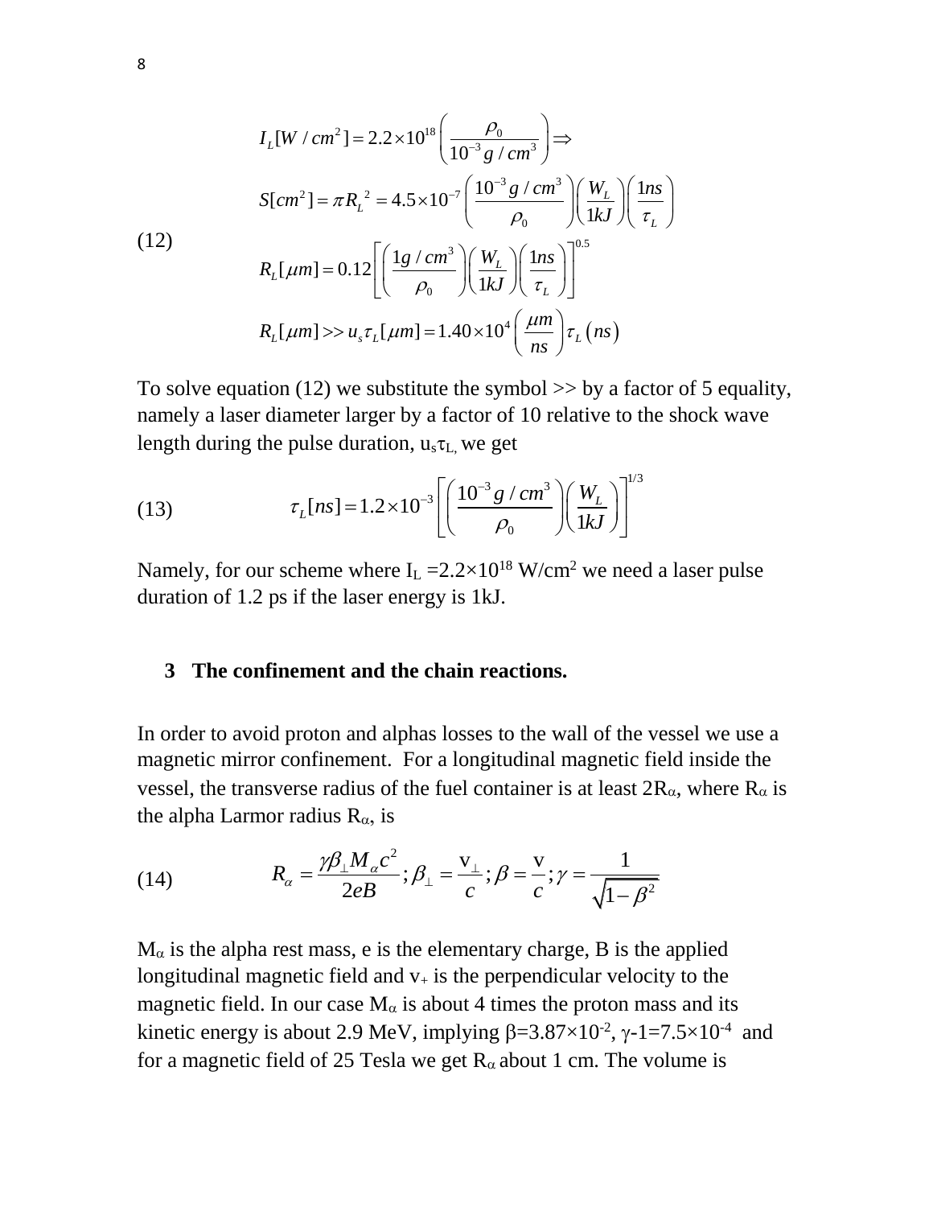(12)

$$
\begin{aligned}
&I_L[W/cm^2] = 2.2\times10^{18}\left(\frac{\rho_0}{10^{-3}\,g/cm^3}\right) \Rightarrow \\
&S[cm^2] = \pi R_L{}^2 = 4.5\times10^{-7}\left(\frac{10^{-3}\,g/cm^3}{\rho_0}\right)\left(\frac{W_L}{1kJ}\right)\left(\frac{1ns}{\tau_L}\right) \\
&R_L[\mu m] = 0.12\left[\left(\frac{1g/cm^3}{\rho_0}\right)\left(\frac{W_L}{1kJ}\right)\left(\frac{1ns}{\tau_L}\right)\right]^{0.5} \\
&R_L[\mu m] >> u_s\tau_L[\mu m] = 1.40\times10^4\left(\frac{\mu m}{ns}\right)\tau_L\left(ns\right)
\end{aligned}
$$

To solve equation (12) we substitute the symbol >> by a factor of 5 equality, namely a laser diameter larger by a factor of 10 relative to the shock wave length during the pulse duration, $u_s\tau_L$, we get

(13)

$$
\tau_L[ns] = 1.2\times10^{-3}\left[\left(\frac{10^{-3}\,g/cm^3}{\rho_0}\right)\left(\frac{W_L}{1kJ}\right)\right]^{1/3}
$$

Namely, for our scheme where $I_L = 2.2\times10^{18}$ W/cm$^2$ we need a laser pulse duration of 1.2 ps if the laser energy is 1kJ.

## 3 The confinement and the chain reactions.

In order to avoid proton and alphas losses to the wall of the vessel we use a magnetic mirror confinement. For a longitudinal magnetic field inside the vessel, the transverse radius of the fuel container is at least $2R_\alpha$, where $R_\alpha$ is the alpha Larmor radius $R_\alpha$, is

(14)

$$
R_\alpha = \frac{\gamma\beta_\perp M_\alpha c^2}{2eB};\ \beta_\perp = \frac{v_\perp}{c};\ \beta = \frac{v}{c};\ \gamma = \frac{1}{\sqrt{1-\beta^2}}
$$

$M_\alpha$ is the alpha rest mass, e is the elementary charge, B is the applied longitudinal magnetic field and $v_+$ is the perpendicular velocity to the magnetic field. In our case $M_\alpha$ is about 4 times the proton mass and its kinetic energy is about 2.9 MeV, implying $\beta=3.87\times10^{-2}$, $\gamma-1=7.5\times10^{-4}$ and for a magnetic field of 25 Tesla we get $R_\alpha$ about 1 cm. The volume is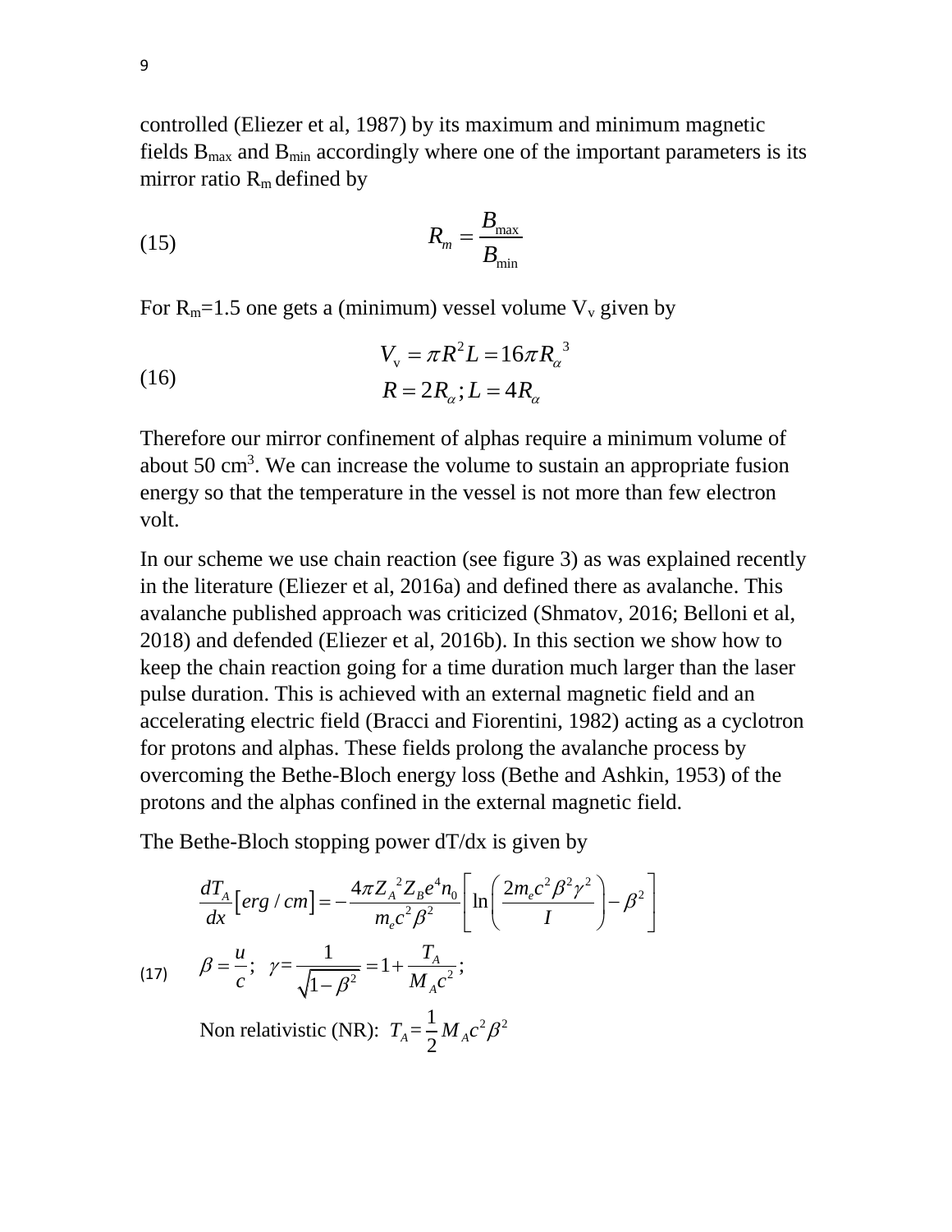controlled (Eliezer et al, 1987) by its maximum and minimum magnetic fields $B_{max}$ and $B_{min}$ accordingly where one of the important parameters is its mirror ratio $R_m$ defined by

$$R_m = \frac{B_{max}}{B_{min}} \tag{15}$$

For $R_m$=1.5 one gets a (minimum) vessel volume $V_v$ given by

$$\begin{aligned} V_v &= \pi R^2 L = 16\pi R_\alpha{}^3 \\ R &= 2R_\alpha ; L = 4R_\alpha \end{aligned} \tag{16}$$

Therefore our mirror confinement of alphas require a minimum volume of about 50 cm[3]. We can increase the volume to sustain an appropriate fusion energy so that the temperature in the vessel is not more than few electron volt.

In our scheme we use chain reaction (see figure 3) as was explained recently in the literature (Eliezer et al, 2016a) and defined there as avalanche. This avalanche published approach was criticized (Shmatov, 2016; Belloni et al, 2018) and defended (Eliezer et al, 2016b). In this section we show how to keep the chain reaction going for a time duration much larger than the laser pulse duration. This is achieved with an external magnetic field and an accelerating electric field (Bracci and Fiorentini, 1982) acting as a cyclotron for protons and alphas. These fields prolong the avalanche process by overcoming the Bethe-Bloch energy loss (Bethe and Ashkin, 1953) of the protons and the alphas confined in the external magnetic field.

The Bethe-Bloch stopping power dT/dx is given by

$$\begin{aligned} &\frac{dT_A}{dx}\left[erg/cm\right] = -\frac{4\pi Z_A{}^2 Z_B e^4 n_0}{m_e c^2 \beta^2}\left[\ln\left(\frac{2m_e c^2 \beta^2 \gamma^2}{I}\right) - \beta^2\right] \\ &\beta = \frac{u}{c}; \quad \gamma = \frac{1}{\sqrt{1-\beta^2}} = 1 + \frac{T_A}{M_A c^2}; \\ &\text{Non relativistic (NR): } T_A = \frac{1}{2} M_A c^2 \beta^2 \end{aligned} \tag{17}$$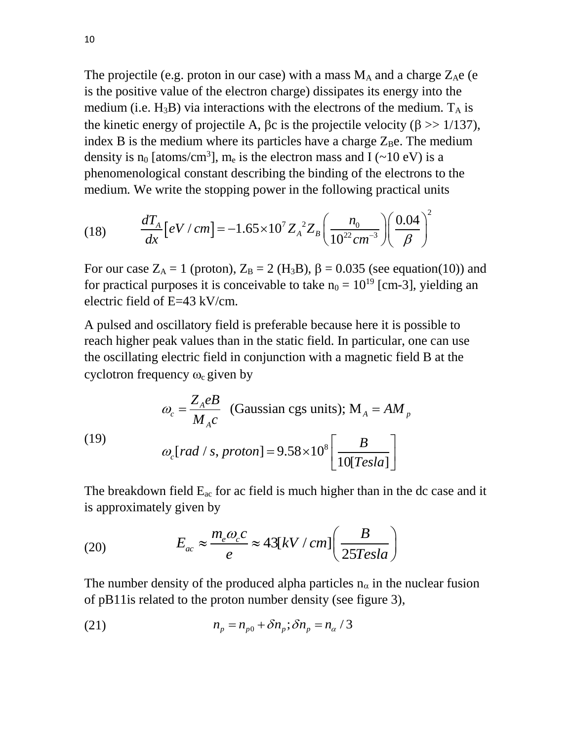The projectile (e.g. proton in our case) with a mass $M_A$ and a charge $Z_Ae$ (e is the positive value of the electron charge) dissipates its energy into the medium (i.e. $H_3B$) via interactions with the electrons of the medium. $T_A$ is the kinetic energy of projectile A, $\beta c$ is the projectile velocity ($\beta >> 1/137$), index B is the medium where its particles have a charge $Z_Be$. The medium density is $n_0$ [atoms/cm$^3$], $m_e$ is the electron mass and I (~10 eV) is a phenomenological constant describing the binding of the electrons to the medium. We write the stopping power in the following practical units

$$\text{(18)} \qquad \frac{dT_A}{dx}\left[eV/cm\right] = -1.65\times 10^7 Z_A{}^2 Z_B \left(\frac{n_0}{10^{22}cm^{-3}}\right)\left(\frac{0.04}{\beta}\right)^2$$

For our case $Z_A = 1$ (proton), $Z_B = 2$ ($H_3B$), $\beta = 0.035$ (see equation(10)) and for practical purposes it is conceivable to take $n_0 = 10^{19}$ [cm-3], yielding an electric field of E=43 kV/cm.

A pulsed and oscillatory field is preferable because here it is possible to reach higher peak values than in the static field. In particular, one can use the oscillating electric field in conjunction with a magnetic field B at the cyclotron frequency $\omega_c$ given by

$$\text{(19)} \qquad \omega_c = \frac{Z_A eB}{M_A c} \text{ (Gaussian cgs units); } M_A = AM_p$$

$$\omega_c[rad/s, proton] = 9.58\times 10^8 \left[\frac{B}{10[Tesla]}\right]$$

The breakdown field $E_{ac}$ for ac field is much higher than in the dc case and it is approximately given by

$$\text{(20)} \qquad E_{ac} \approx \frac{m_e \omega_c c}{e} \approx 43[kV/cm]\left(\frac{B}{25Tesla}\right)$$

The number density of the produced alpha particles $n_\alpha$ in the nuclear fusion of pB11is related to the proton number density (see figure 3),

$$\text{(21)} \qquad n_p = n_{p0} + \delta n_p ; \delta n_p = n_\alpha / 3$$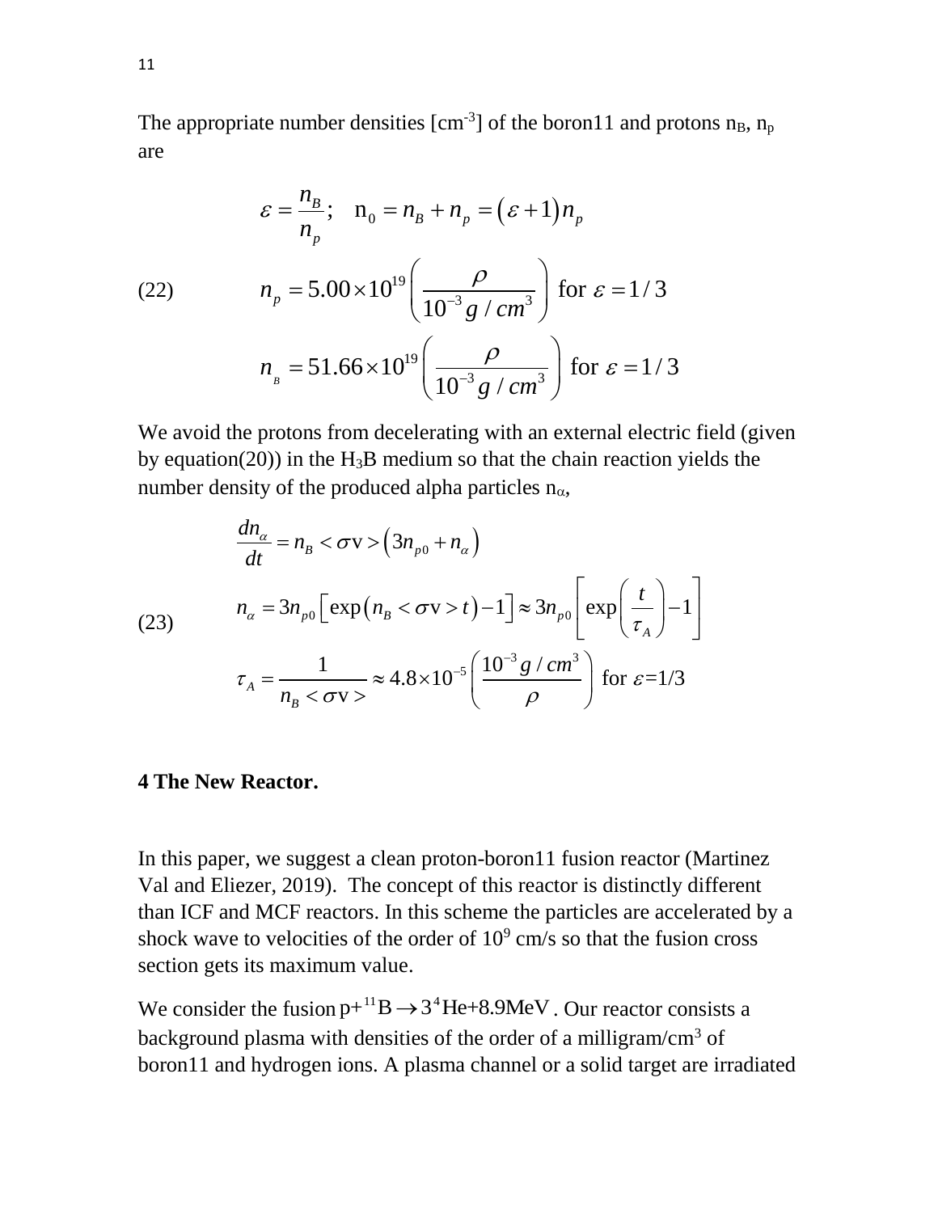The appropriate number densities [$cm^{-3}$] of the boron11 and protons $n_B$, $n_p$ are

$$
\varepsilon = \frac{n_B}{n_p}; \quad n_0 = n_B + n_p = (\varepsilon + 1) n_p
$$

(22)

$$
n_p = 5.00 \times 10^{19} \left( \frac{\rho}{10^{-3} g / cm^3} \right) \text{ for } \varepsilon = 1/3
$$

$$
n_B = 51.66 \times 10^{19} \left( \frac{\rho}{10^{-3} g / cm^3} \right) \text{ for } \varepsilon = 1/3
$$

We avoid the protons from decelerating with an external electric field (given by equation(20)) in the $H_3B$ medium so that the chain reaction yields the number density of the produced alpha particles $n_\alpha$,

$$
\frac{dn_\alpha}{dt} = n_B < \sigma \mathrm{v} > \left( 3n_{p0} + n_\alpha \right)
$$

(23)

$$
n_\alpha = 3n_{p0} \left[ \exp\left( n_B < \sigma \mathrm{v} > t \right) - 1 \right] \approx 3n_{p0} \left[ \exp\left( \frac{t}{\tau_A} \right) - 1 \right]
$$

$$
\tau_A = \frac{1}{n_B < \sigma \mathrm{v} >} \approx 4.8 \times 10^{-5} \left( \frac{10^{-3} g / cm^3}{\rho} \right) \text{ for } \varepsilon = 1/3
$$

## 4 The New Reactor.

In this paper, we suggest a clean proton-boron11 fusion reactor (Martinez Val and Eliezer, 2019). The concept of this reactor is distinctly different than ICF and MCF reactors. In this scheme the particles are accelerated by a shock wave to velocities of the order of $10^9$ cm/s so that the fusion cross section gets its maximum value.

We consider the fusion $\mathrm{p} + {}^{11}\mathrm{B} \rightarrow 3\,{}^4\mathrm{He} + 8.9\mathrm{MeV}$. Our reactor consists a background plasma with densities of the order of a milligram/$cm^3$ of boron11 and hydrogen ions. A plasma channel or a solid target are irradiated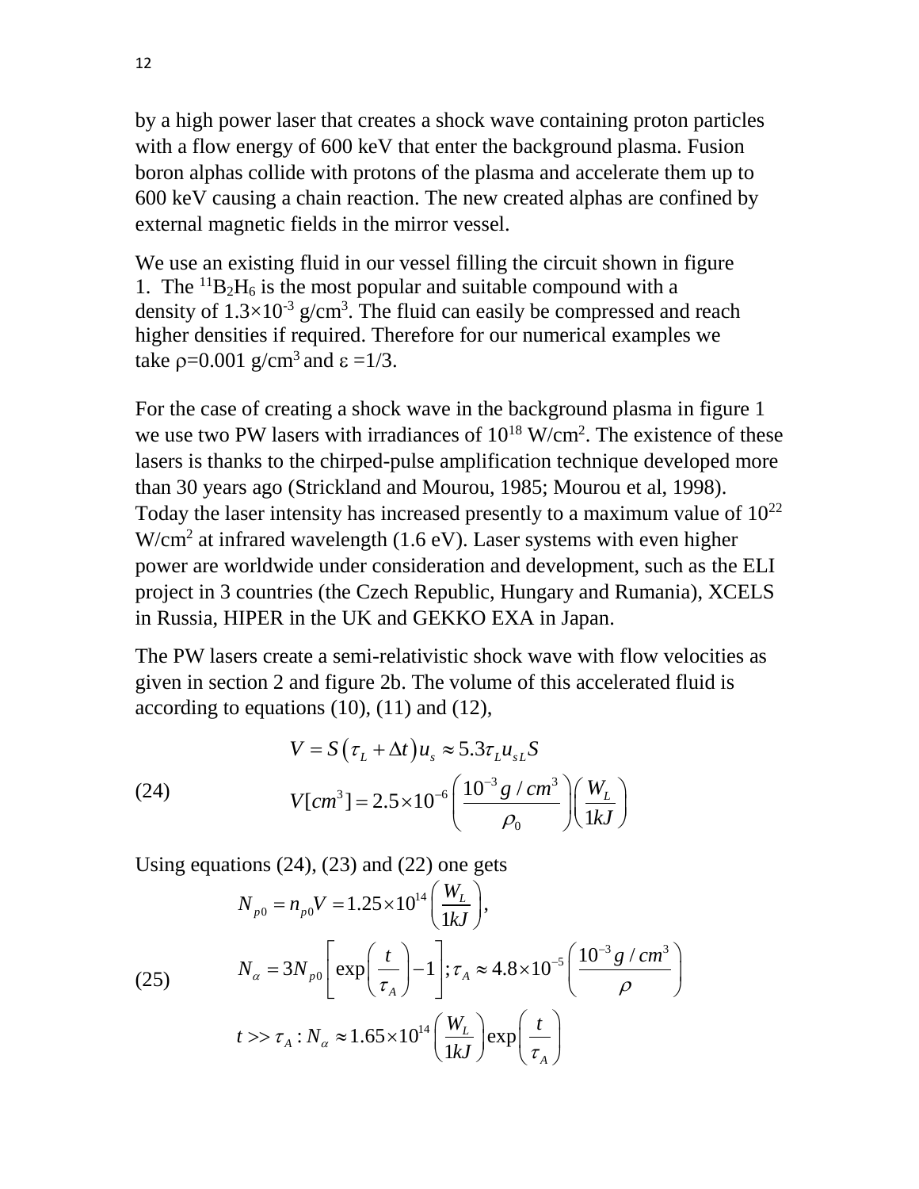by a high power laser that creates a shock wave containing proton particles with a flow energy of 600 keV that enter the background plasma. Fusion boron alphas collide with protons of the plasma and accelerate them up to 600 keV causing a chain reaction. The new created alphas are confined by external magnetic fields in the mirror vessel.

We use an existing fluid in our vessel filling the circuit shown in figure 1. The $^{11}B_2H_6$ is the most popular and suitable compound with a density of $1.3\times10^{-3}$ g/cm$^3$. The fluid can easily be compressed and reach higher densities if required. Therefore for our numerical examples we take $\rho$=0.001 g/cm$^3$ and $\varepsilon$ =1/3.

For the case of creating a shock wave in the background plasma in figure 1 we use two PW lasers with irradiances of $10^{18}$ W/cm$^2$. The existence of these lasers is thanks to the chirped-pulse amplification technique developed more than 30 years ago (Strickland and Mourou, 1985; Mourou et al, 1998). Today the laser intensity has increased presently to a maximum value of $10^{22}$ W/cm$^2$ at infrared wavelength (1.6 eV). Laser systems with even higher power are worldwide under consideration and development, such as the ELI project in 3 countries (the Czech Republic, Hungary and Rumania), XCELS in Russia, HIPER in the UK and GEKKO EXA in Japan.

The PW lasers create a semi-relativistic shock wave with flow velocities as given in section 2 and figure 2b. The volume of this accelerated fluid is according to equations (10), (11) and (12),

$$
\begin{aligned}
&V = S\left(\tau_L + \Delta t\right)u_s \approx 5.3\tau_L u_{sL} S \\
(24)\qquad &V[cm^3] = 2.5\times10^{-6}\left(\frac{10^{-3}\,g/cm^3}{\rho_0}\right)\left(\frac{W_L}{1kJ}\right)
\end{aligned}
$$

Using equations (24), (23) and (22) one gets

$$
\begin{aligned}
&N_{p0} = n_{p0}V = 1.25\times10^{14}\left(\frac{W_L}{1kJ}\right), \\
(25)\qquad &N_\alpha = 3N_{p0}\left[\exp\left(\frac{t}{\tau_A}\right)-1\right]; \tau_A \approx 4.8\times10^{-5}\left(\frac{10^{-3}\,g/cm^3}{\rho}\right) \\
&t >> \tau_A : N_\alpha \approx 1.65\times10^{14}\left(\frac{W_L}{1kJ}\right)\exp\left(\frac{t}{\tau_A}\right)
\end{aligned}
$$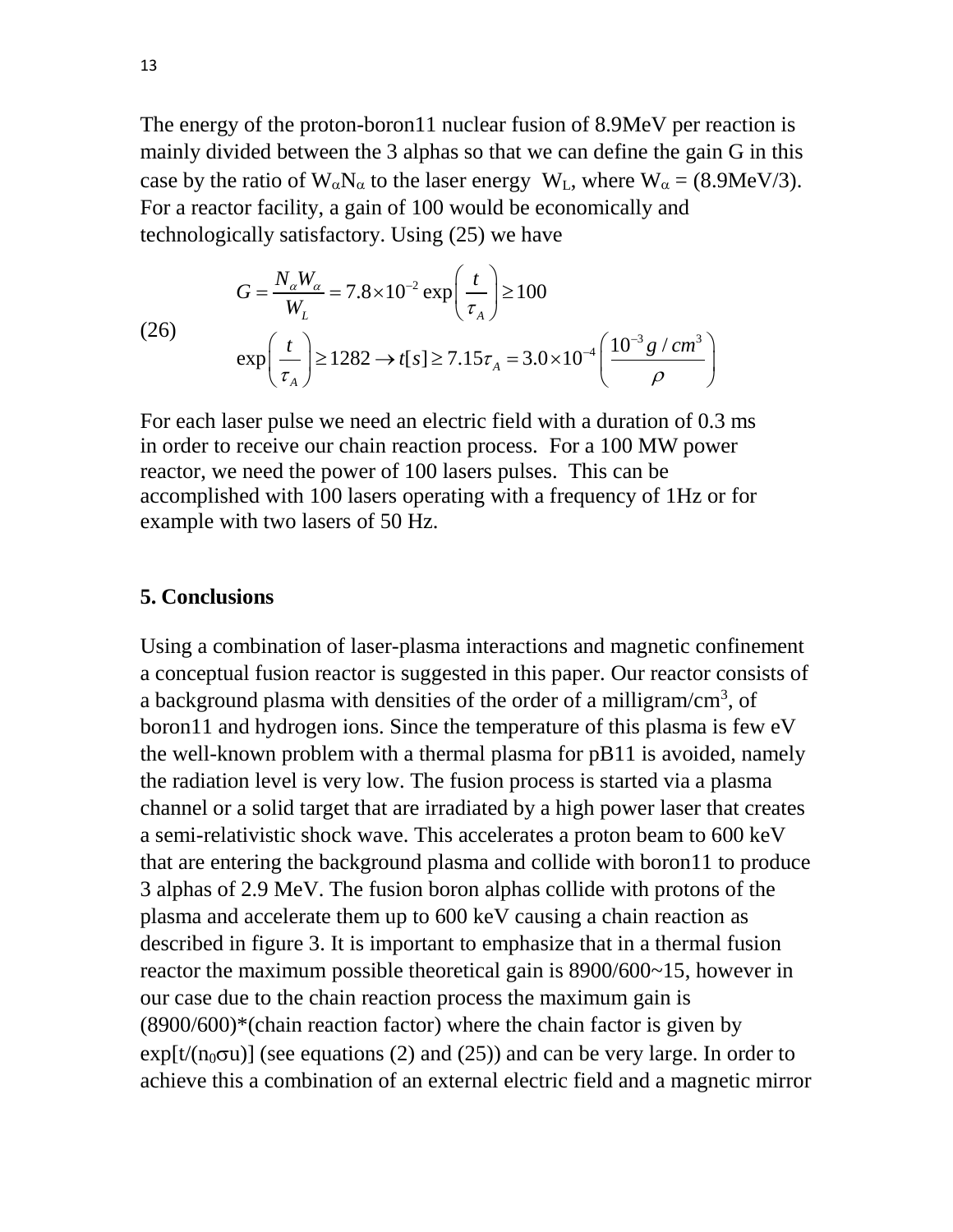The energy of the proton-boron11 nuclear fusion of 8.9MeV per reaction is mainly divided between the 3 alphas so that we can define the gain G in this case by the ratio of $W_\alpha N_\alpha$ to the laser energy $W_L$, where $W_\alpha = (8.9\text{MeV}/3)$. For a reactor facility, a gain of 100 would be economically and technologically satisfactory. Using (25) we have

$$
(26) \qquad
\begin{aligned}
& G = \frac{N_\alpha W_\alpha}{W_L} = 7.8 \times 10^{-2} \exp\left(\frac{t}{\tau_A}\right) \geq 100 \\
& \exp\left(\frac{t}{\tau_A}\right) \geq 1282 \rightarrow t[s] \geq 7.15\tau_A = 3.0 \times 10^{-4} \left(\frac{10^{-3}\, g/cm^3}{\rho}\right)
\end{aligned}
$$

For each laser pulse we need an electric field with a duration of 0.3 ms in order to receive our chain reaction process. For a 100 MW power reactor, we need the power of 100 lasers pulses. This can be accomplished with 100 lasers operating with a frequency of 1Hz or for example with two lasers of 50 Hz.

## 5. Conclusions

Using a combination of laser-plasma interactions and magnetic confinement a conceptual fusion reactor is suggested in this paper. Our reactor consists of a background plasma with densities of the order of a milligram/cm$^3$, of boron11 and hydrogen ions. Since the temperature of this plasma is few eV the well-known problem with a thermal plasma for pB11 is avoided, namely the radiation level is very low. The fusion process is started via a plasma channel or a solid target that are irradiated by a high power laser that creates a semi-relativistic shock wave. This accelerates a proton beam to 600 keV that are entering the background plasma and collide with boron11 to produce 3 alphas of 2.9 MeV. The fusion boron alphas collide with protons of the plasma and accelerate them up to 600 keV causing a chain reaction as described in figure 3. It is important to emphasize that in a thermal fusion reactor the maximum possible theoretical gain is 8900/600~15, however in our case due to the chain reaction process the maximum gain is (8900/600)*(chain reaction factor) where the chain factor is given by $\exp[t/(n_0 \sigma u)]$ (see equations (2) and (25)) and can be very large. In order to achieve this a combination of an external electric field and a magnetic mirror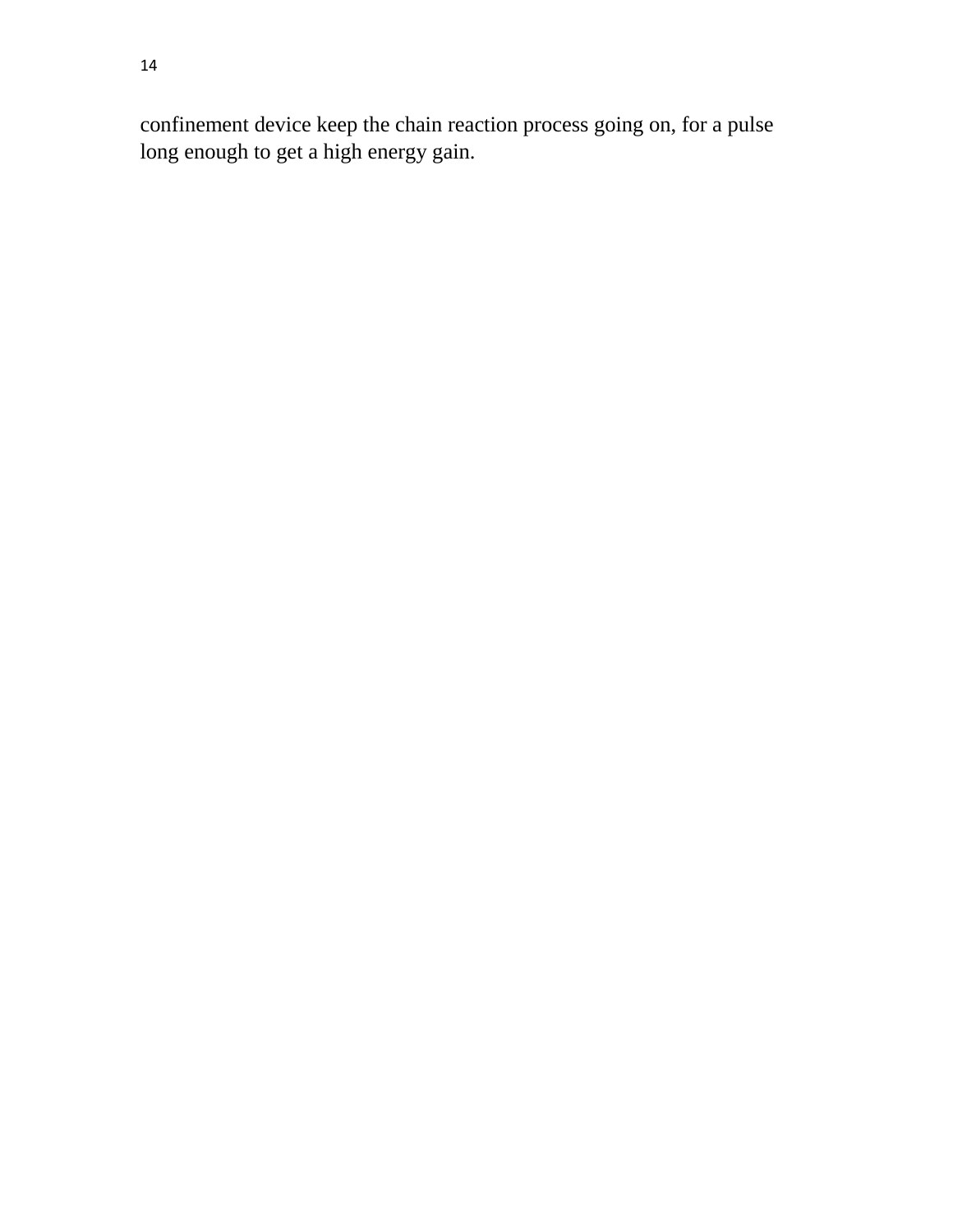confinement device keep the chain reaction process going on, for a pulse long enough to get a high energy gain.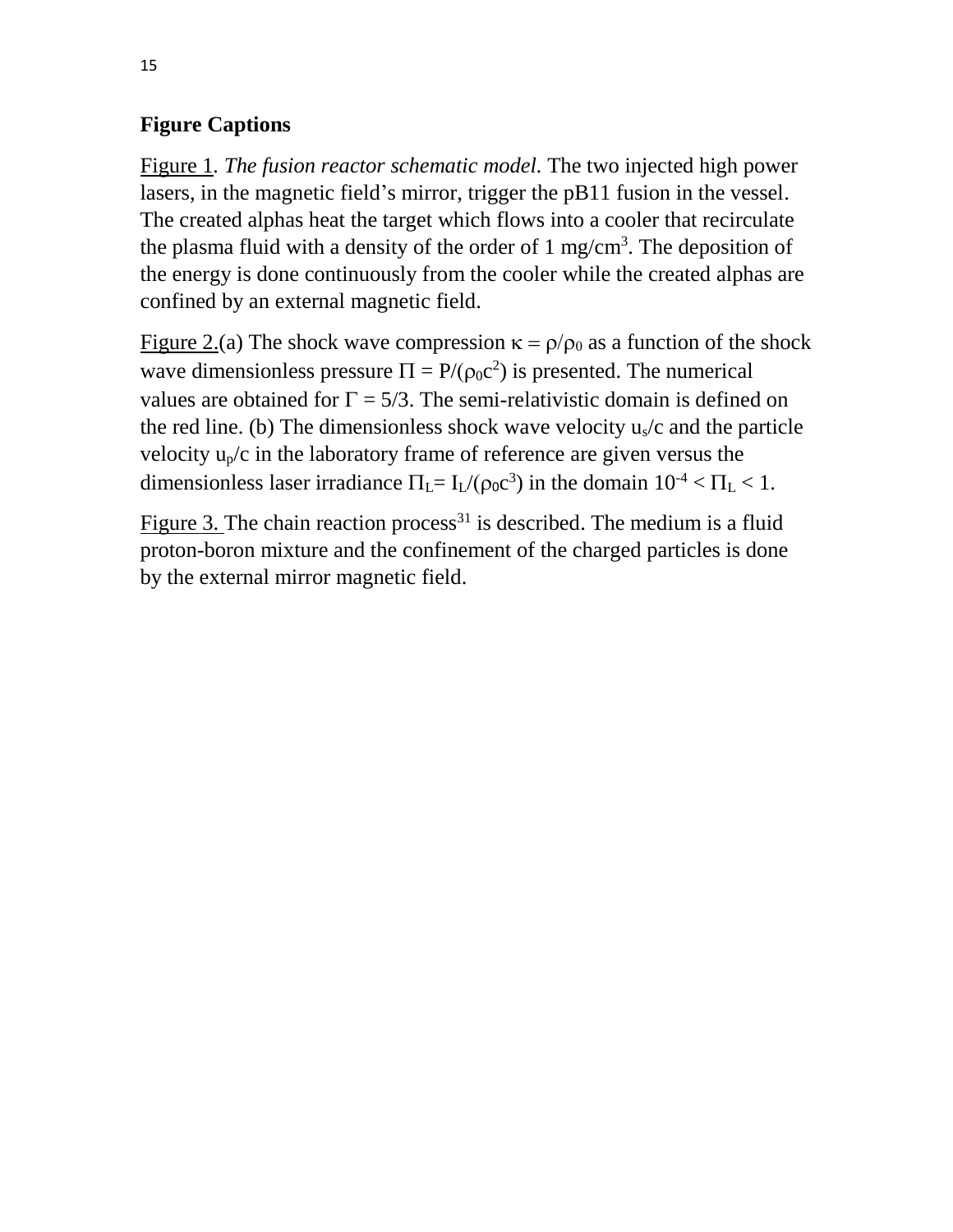**Figure Captions**

Figure 1. *The fusion reactor schematic model*. The two injected high power lasers, in the magnetic field's mirror, trigger the pB11 fusion in the vessel. The created alphas heat the target which flows into a cooler that recirculate the plasma fluid with a density of the order of 1 mg/cm$^3$. The deposition of the energy is done continuously from the cooler while the created alphas are confined by an external magnetic field.

Figure 2.(a) The shock wave compression $\kappa = \rho/\rho_0$ as a function of the shock wave dimensionless pressure $\Pi = P/(\rho_0 c^2)$ is presented. The numerical values are obtained for $\Gamma = 5/3$. The semi-relativistic domain is defined on the red line. (b) The dimensionless shock wave velocity $u_s/c$ and the particle velocity $u_p/c$ in the laboratory frame of reference are given versus the dimensionless laser irradiance $\Pi_L = I_L/(\rho_0 c^3)$ in the domain $10^{-4} < \Pi_L < 1$.

Figure 3. The chain reaction process[31] is described. The medium is a fluid proton-boron mixture and the confinement of the charged particles is done by the external mirror magnetic field.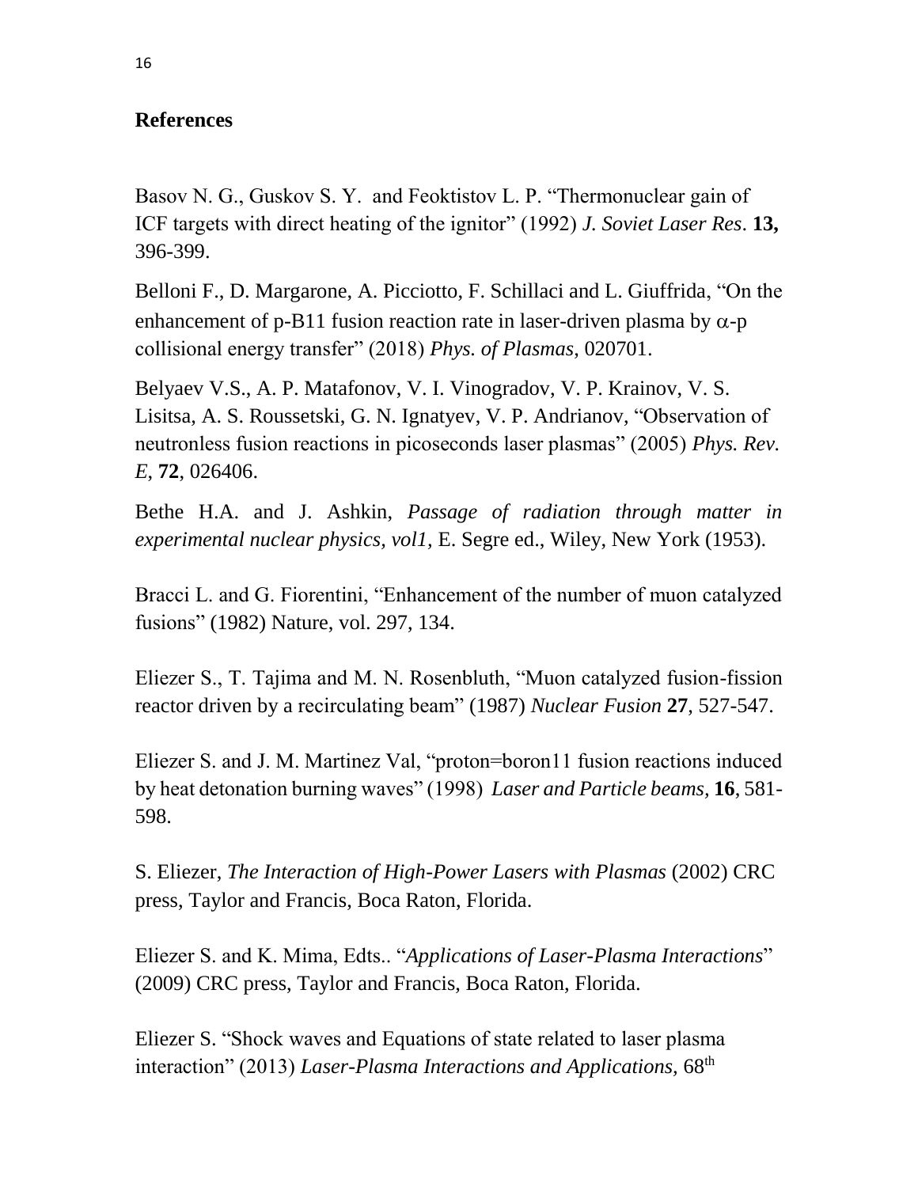## References

Basov N. G., Guskov S. Y. and Feoktistov L. P. "Thermonuclear gain of ICF targets with direct heating of the ignitor" (1992) *J. Soviet Laser Res*. **13,** 396-399.

Belloni F., D. Margarone, A. Picciotto, F. Schillaci and L. Giuffrida, "On the enhancement of p-B11 fusion reaction rate in laser-driven plasma by $\alpha$-p collisional energy transfer" (2018) *Phys. of Plasmas*, 020701.

Belyaev V.S., A. P. Matafonov, V. I. Vinogradov, V. P. Krainov, V. S. Lisitsa, A. S. Roussetski, G. N. Ignatyev, V. P. Andrianov, "Observation of neutronless fusion reactions in picoseconds laser plasmas" (2005) *Phys. Rev. E*, **72**, 026406.

Bethe H.A. and J. Ashkin, *Passage of radiation through matter in experimental nuclear physics, vol1,* E. Segre ed., Wiley, New York (1953).

Bracci L. and G. Fiorentini, "Enhancement of the number of muon catalyzed fusions" (1982) Nature, vol. 297, 134.

Eliezer S., T. Tajima and M. N. Rosenbluth, "Muon catalyzed fusion-fission reactor driven by a recirculating beam" (1987) *Nuclear Fusion* **27**, 527-547.

Eliezer S. and J. M. Martinez Val, "proton=boron11 fusion reactions induced by heat detonation burning waves" (1998) *Laser and Particle beams,* **16**, 581-598.

S. Eliezer, *The Interaction of High-Power Lasers with Plasmas* (2002) CRC press, Taylor and Francis, Boca Raton, Florida.

Eliezer S. and K. Mima, Edts.. "*Applications of Laser-Plasma Interactions*" (2009) CRC press, Taylor and Francis, Boca Raton, Florida.

Eliezer S. "Shock waves and Equations of state related to laser plasma interaction" (2013) *Laser-Plasma Interactions and Applications,* 68th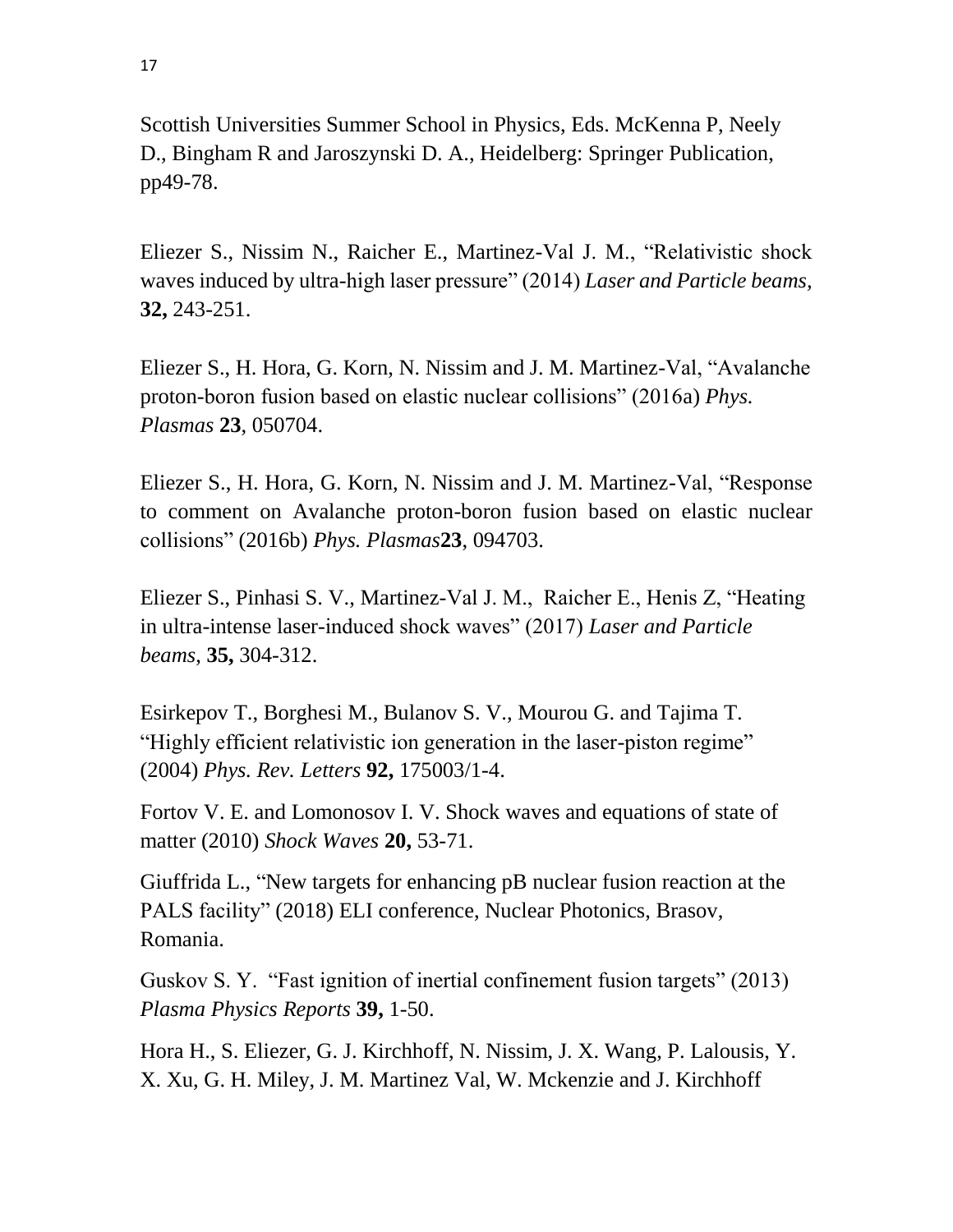Scottish Universities Summer School in Physics, Eds. McKenna P, Neely D., Bingham R and Jaroszynski D. A., Heidelberg: Springer Publication, pp49-78.

Eliezer S., Nissim N., Raicher E., Martinez-Val J. M., "Relativistic shock waves induced by ultra-high laser pressure" (2014) *Laser and Particle beams,* **32,** 243-251.

Eliezer S., H. Hora, G. Korn, N. Nissim and J. M. Martinez-Val, "Avalanche proton-boron fusion based on elastic nuclear collisions" (2016a) *Phys. Plasmas* **23**, 050704.

Eliezer S., H. Hora, G. Korn, N. Nissim and J. M. Martinez-Val, "Response to comment on Avalanche proton-boron fusion based on elastic nuclear collisions" (2016b) *Phys. Plasmas***23**, 094703.

Eliezer S., Pinhasi S. V., Martinez-Val J. M., Raicher E., Henis Z, "Heating in ultra-intense laser-induced shock waves" (2017) *Laser and Particle beams*, **35,** 304-312.

Esirkepov T., Borghesi M., Bulanov S. V., Mourou G. and Tajima T. "Highly efficient relativistic ion generation in the laser-piston regime" (2004) *Phys. Rev. Letters* **92,** 175003/1-4.

Fortov V. E. and Lomonosov I. V. Shock waves and equations of state of matter (2010) *Shock Waves* **20,** 53-71.

Giuffrida L., "New targets for enhancing pB nuclear fusion reaction at the PALS facility" (2018) ELI conference, Nuclear Photonics, Brasov, Romania.

Guskov S. Y. "Fast ignition of inertial confinement fusion targets" (2013) *Plasma Physics Reports* **39,** 1-50.

Hora H., S. Eliezer, G. J. Kirchhoff, N. Nissim, J. X. Wang, P. Lalousis, Y. X. Xu, G. H. Miley, J. M. Martinez Val, W. Mckenzie and J. Kirchhoff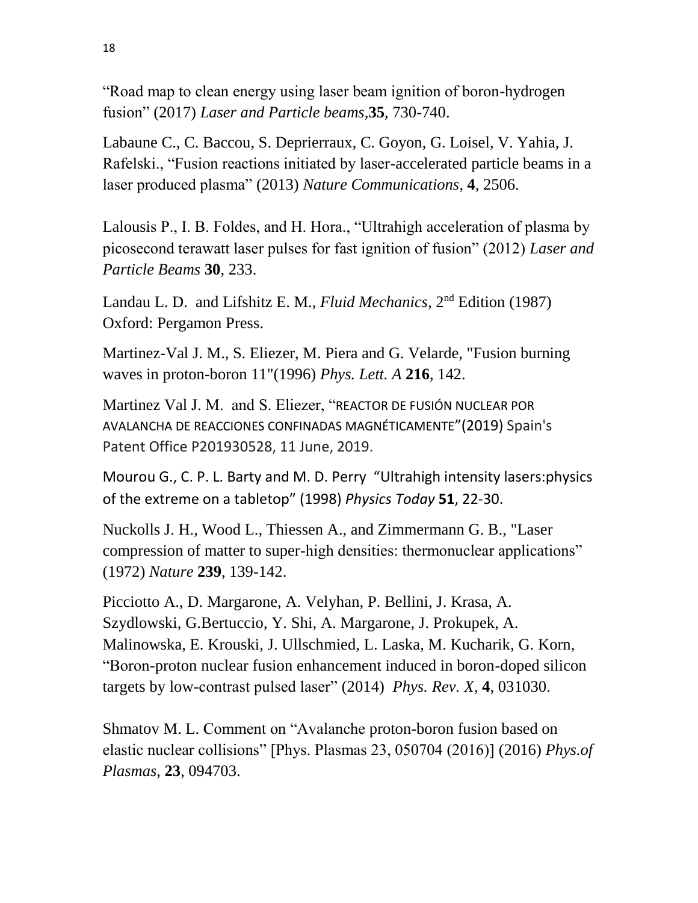"Road map to clean energy using laser beam ignition of boron-hydrogen fusion" (2017) *Laser and Particle beams*,**35**, 730-740.

Labaune C., C. Baccou, S. Deprierraux, C. Goyon, G. Loisel, V. Yahia, J. Rafelski., "Fusion reactions initiated by laser-accelerated particle beams in a laser produced plasma" (2013) *Nature Communications*, **4**, 2506.

Lalousis P., I. B. Foldes, and H. Hora., "Ultrahigh acceleration of plasma by picosecond terawatt laser pulses for fast ignition of fusion" (2012) *Laser and Particle Beams* **30**, 233.

Landau L. D. and Lifshitz E. M., *Fluid Mechanics*, 2nd Edition (1987) Oxford: Pergamon Press.

Martinez-Val J. M., S. Eliezer, M. Piera and G. Velarde, "Fusion burning waves in proton-boron 11"(1996) *Phys. Lett. A* **216**, 142.

Martinez Val J. M. and S. Eliezer, "REACTOR DE FUSIÓN NUCLEAR POR AVALANCHA DE REACCIONES CONFINADAS MAGNÉTICAMENTE"(2019) Spain's Patent Office P201930528, 11 June, 2019.

Mourou G., C. P. L. Barty and M. D. Perry "Ultrahigh intensity lasers:physics of the extreme on a tabletop" (1998) *Physics Today* **51**, 22-30.

Nuckolls J. H., Wood L., Thiessen A., and Zimmermann G. B., "Laser compression of matter to super-high densities: thermonuclear applications" (1972) *Nature* **239**, 139-142.

Picciotto A., D. Margarone, A. Velyhan, P. Bellini, J. Krasa, A. Szydlowski, G.Bertuccio, Y. Shi, A. Margarone, J. Prokupek, A. Malinowska, E. Krouski, J. Ullschmied, L. Laska, M. Kucharik, G. Korn, "Boron-proton nuclear fusion enhancement induced in boron-doped silicon targets by low-contrast pulsed laser" (2014) *Phys. Rev. X*, **4**, 031030.

Shmatov M. L. Comment on "Avalanche proton-boron fusion based on elastic nuclear collisions" [Phys. Plasmas 23, 050704 (2016)] (2016) *Phys.of Plasmas*, **23**, 094703.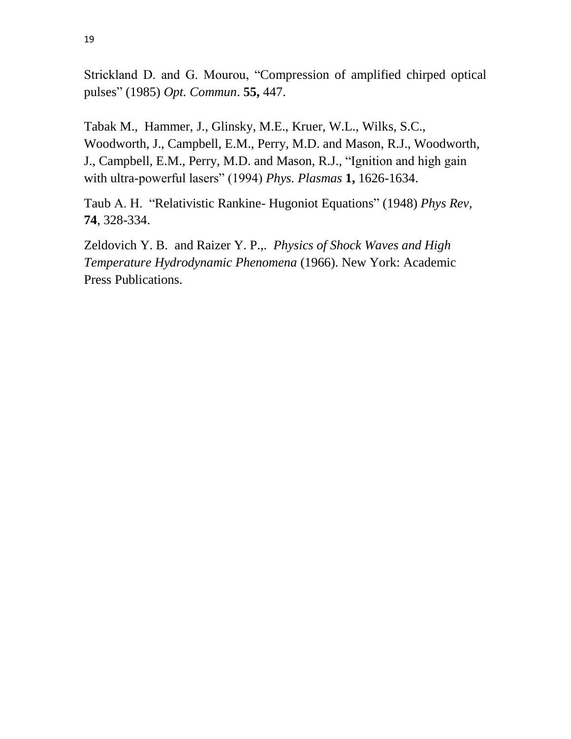Strickland D. and G. Mourou, “Compression of amplified chirped optical pulses” (1985) *Opt. Commun*. **55,** 447.

Tabak M., Hammer, J., Glinsky, M.E., Kruer, W.L., Wilks, S.C., Woodworth, J., Campbell, E.M., Perry, M.D. and Mason, R.J., Woodworth, J., Campbell, E.M., Perry, M.D. and Mason, R.J., “Ignition and high gain with ultra-powerful lasers” (1994) *Phys. Plasmas* **1,** 1626-1634.

Taub A. H. “Relativistic Rankine- Hugoniot Equations” (1948) *Phys Rev,* **74**, 328-334.

Zeldovich Y. B. and Raizer Y. P.,. *Physics of Shock Waves and High Temperature Hydrodynamic Phenomena* (1966). New York: Academic Press Publications.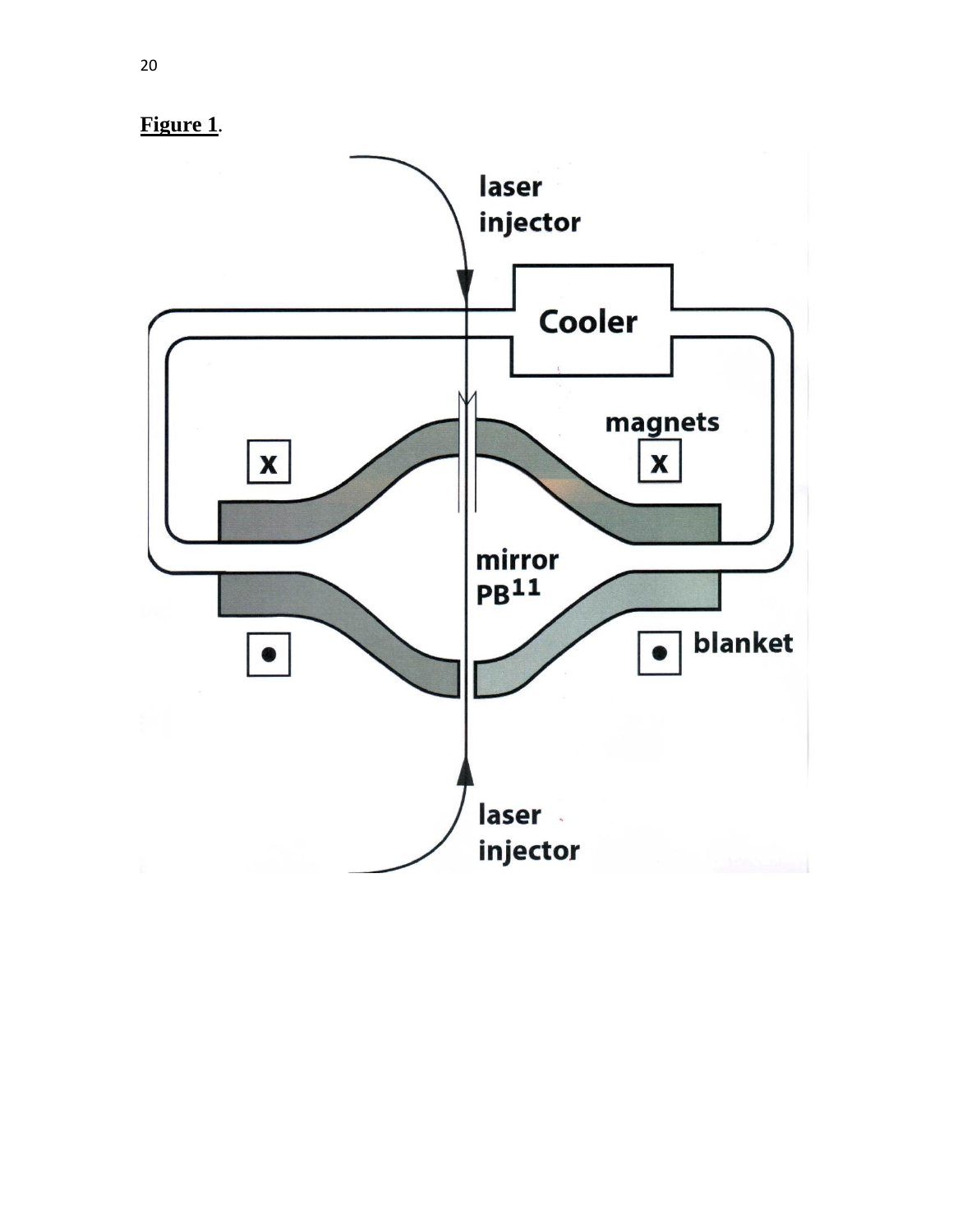**Figure 1**.

laser
injector

Cooler

magnets

mirror
PB11

blanket

laser
injector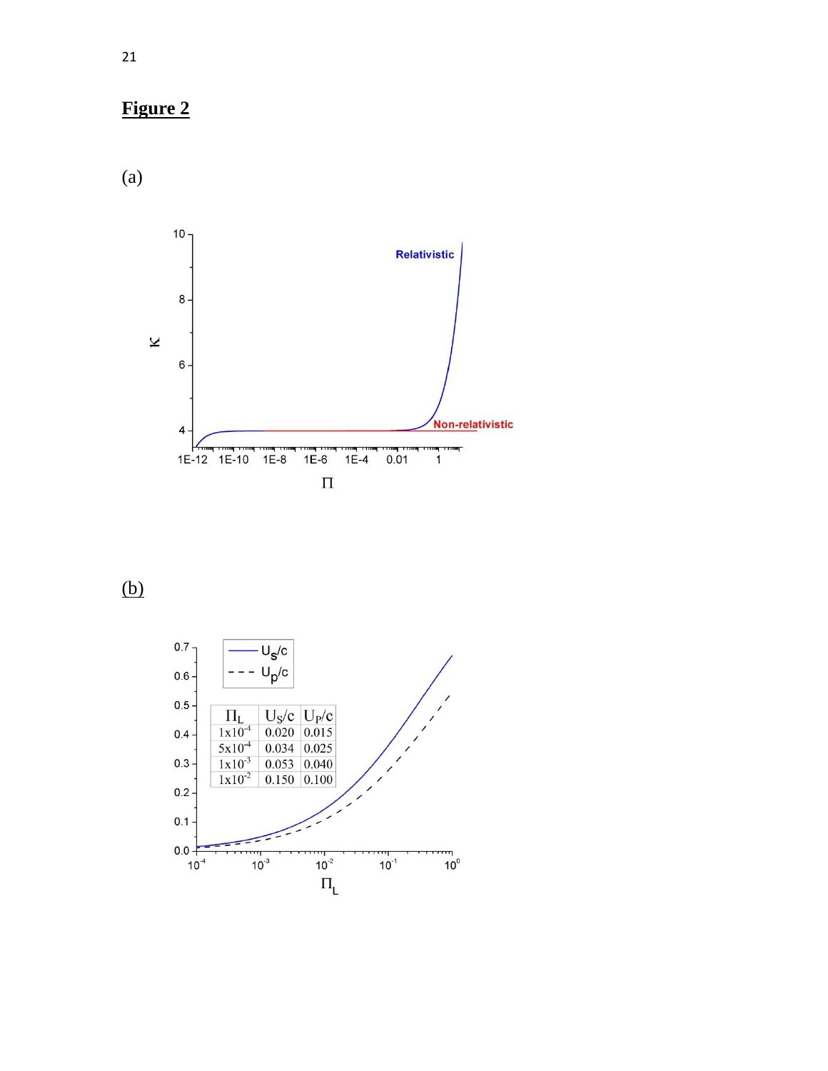**Figure 2**

(a)

(b)

| $\Pi_L$ | $U_S/c$ | $U_P/c$ |
|---|---|---|
| $1\times10^{-4}$ | 0.020 | 0.015 |
| $5\times10^{-4}$ | 0.034 | 0.025 |
| $1\times10^{-3}$ | 0.053 | 0.040 |
| $1\times10^{-2}$ | 0.150 | 0.100 |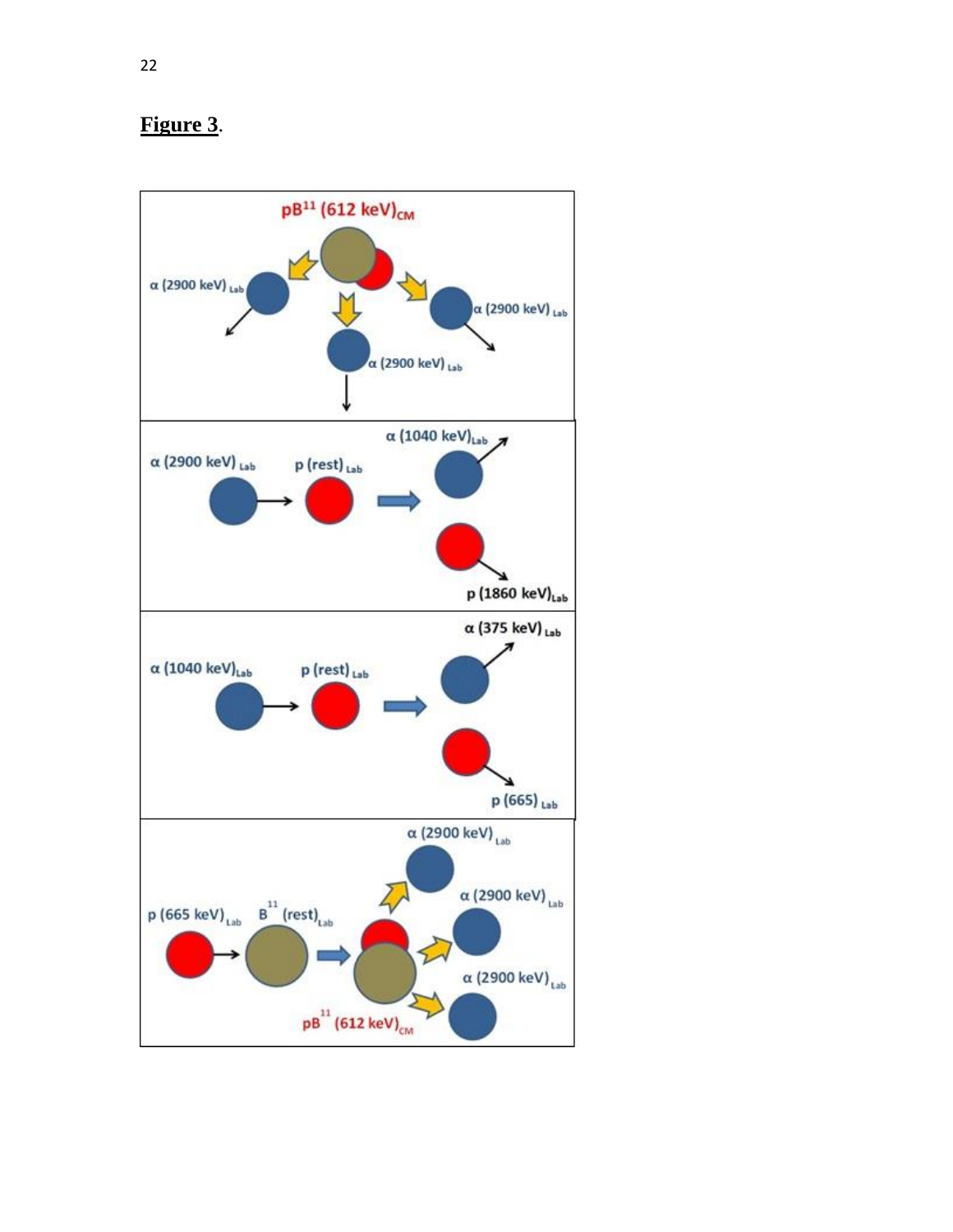**Figure 3**.

$pB^{11}$ (612 keV)$_{CM}$

α (2900 keV)$_{Lab}$

α (2900 keV)$_{Lab}$

α (2900 keV)$_{Lab}$

α (2900 keV)$_{Lab}$

p (rest)$_{Lab}$

α (1040 keV)$_{Lab}$

p (1860 keV)$_{Lab}$

α (1040 keV)$_{Lab}$

p (rest)$_{Lab}$

α (375 keV)$_{Lab}$

p (665)$_{Lab}$

p (665 keV)$_{Lab}$

$B^{11}$ (rest)$_{Lab}$

α (2900 keV)$_{Lab}$

α (2900 keV)$_{Lab}$

α (2900 keV)$_{Lab}$

$pB^{11}$ (612 keV)$_{CM}$